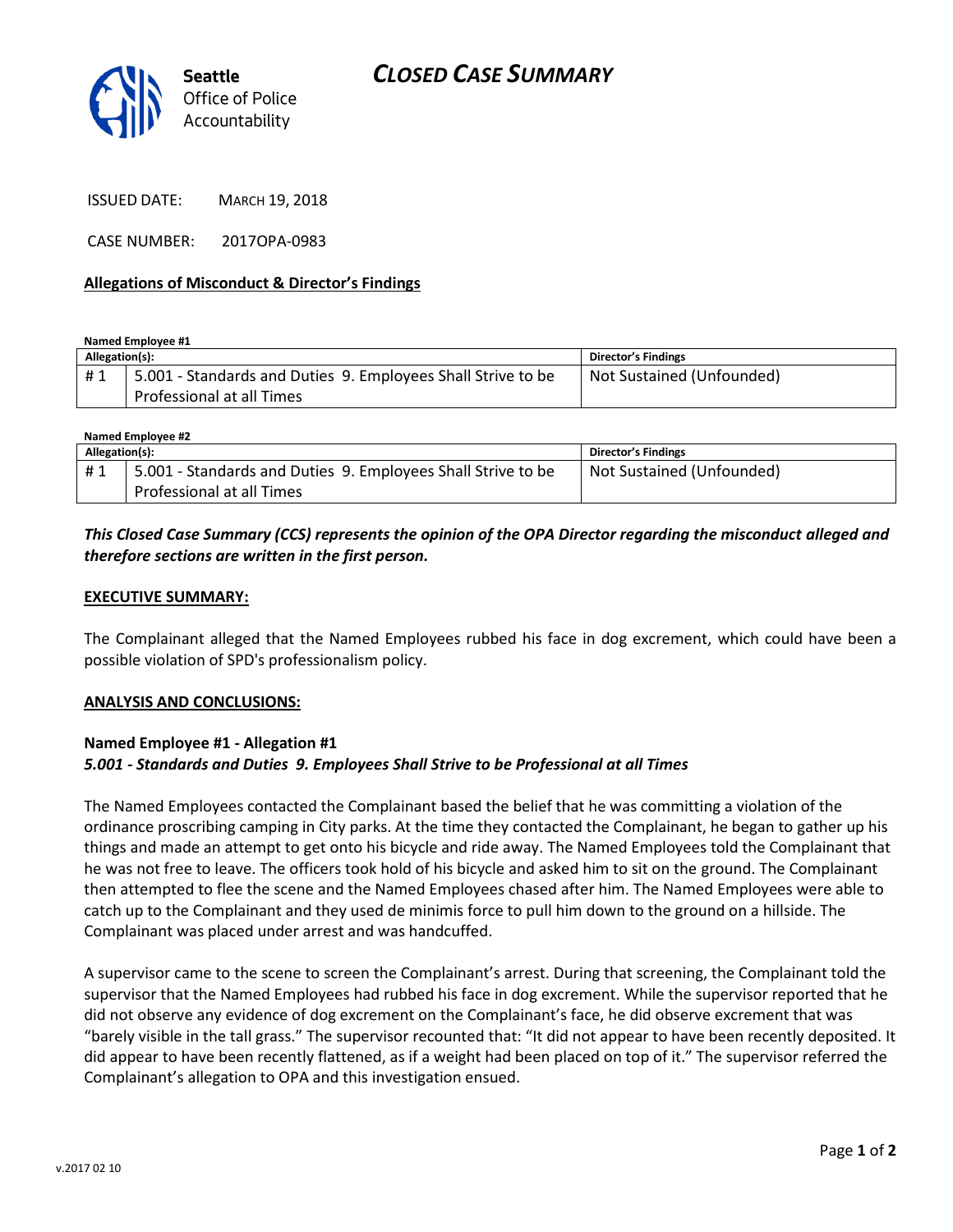Seattle Office of Police Accountability

# CLOSED CASE SUMMARY

ISSUED DATE: MARCH 19, 2018

CASE NUMBER: 2017OPA-0983

## Allegations of Misconduct & Director's Findings

**Named Employee #1**

| Allegation(s): | | Director's Findings |
|---|---|---|
| # 1 | 5.001 - Standards and Duties 9. Employees Shall Strive to be Professional at all Times | Not Sustained (Unfounded) |

**Named Employee #2**

| Allegation(s): | | Director's Findings |
|---|---|---|
| # 1 | 5.001 - Standards and Duties 9. Employees Shall Strive to be Professional at all Times | Not Sustained (Unfounded) |

***This Closed Case Summary (CCS) represents the opinion of the OPA Director regarding the misconduct alleged and therefore sections are written in the first person.***

## EXECUTIVE SUMMARY:

The Complainant alleged that the Named Employees rubbed his face in dog excrement, which could have been a possible violation of SPD's professionalism policy.

## ANALYSIS AND CONCLUSIONS:

### Named Employee #1 - Allegation #1
***5.001 - Standards and Duties 9. Employees Shall Strive to be Professional at all Times***

The Named Employees contacted the Complainant based the belief that he was committing a violation of the ordinance proscribing camping in City parks. At the time they contacted the Complainant, he began to gather up his things and made an attempt to get onto his bicycle and ride away. The Named Employees told the Complainant that he was not free to leave. The officers took hold of his bicycle and asked him to sit on the ground. The Complainant then attempted to flee the scene and the Named Employees chased after him. The Named Employees were able to catch up to the Complainant and they used de minimis force to pull him down to the ground on a hillside. The Complainant was placed under arrest and was handcuffed.

A supervisor came to the scene to screen the Complainant's arrest. During that screening, the Complainant told the supervisor that the Named Employees had rubbed his face in dog excrement. While the supervisor reported that he did not observe any evidence of dog excrement on the Complainant's face, he did observe excrement that was "barely visible in the tall grass." The supervisor recounted that: "It did not appear to have been recently deposited. It did appear to have been recently flattened, as if a weight had been placed on top of it." The supervisor referred the Complainant's allegation to OPA and this investigation ensued.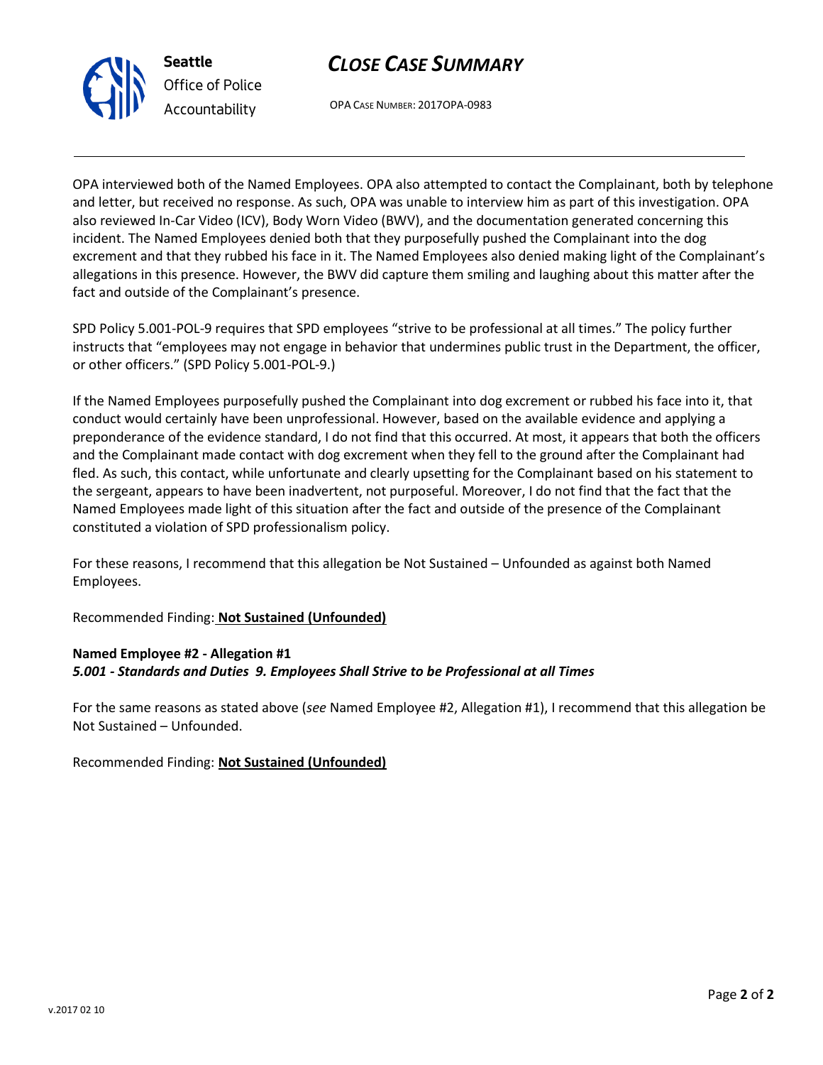OPA interviewed both of the Named Employees. OPA also attempted to contact the Complainant, both by telephone and letter, but received no response. As such, OPA was unable to interview him as part of this investigation. OPA also reviewed In-Car Video (ICV), Body Worn Video (BWV), and the documentation generated concerning this incident. The Named Employees denied both that they purposefully pushed the Complainant into the dog excrement and that they rubbed his face in it. The Named Employees also denied making light of the Complainant's allegations in this presence. However, the BWV did capture them smiling and laughing about this matter after the fact and outside of the Complainant's presence.

SPD Policy 5.001-POL-9 requires that SPD employees "strive to be professional at all times." The policy further instructs that "employees may not engage in behavior that undermines public trust in the Department, the officer, or other officers." (SPD Policy 5.001-POL-9.)

If the Named Employees purposefully pushed the Complainant into dog excrement or rubbed his face into it, that conduct would certainly have been unprofessional. However, based on the available evidence and applying a preponderance of the evidence standard, I do not find that this occurred. At most, it appears that both the officers and the Complainant made contact with dog excrement when they fell to the ground after the Complainant had fled. As such, this contact, while unfortunate and clearly upsetting for the Complainant based on his statement to the sergeant, appears to have been inadvertent, not purposeful. Moreover, I do not find that the fact that the Named Employees made light of this situation after the fact and outside of the presence of the Complainant constituted a violation of SPD professionalism policy.

For these reasons, I recommend that this allegation be Not Sustained – Unfounded as against both Named Employees.

Recommended Finding: **Not Sustained (Unfounded)**

**Named Employee #2 - Allegation #1**
***5.001 - Standards and Duties 9. Employees Shall Strive to be Professional at all Times***

For the same reasons as stated above (*see* Named Employee #2, Allegation #1), I recommend that this allegation be Not Sustained – Unfounded.

Recommended Finding: **Not Sustained (Unfounded)**